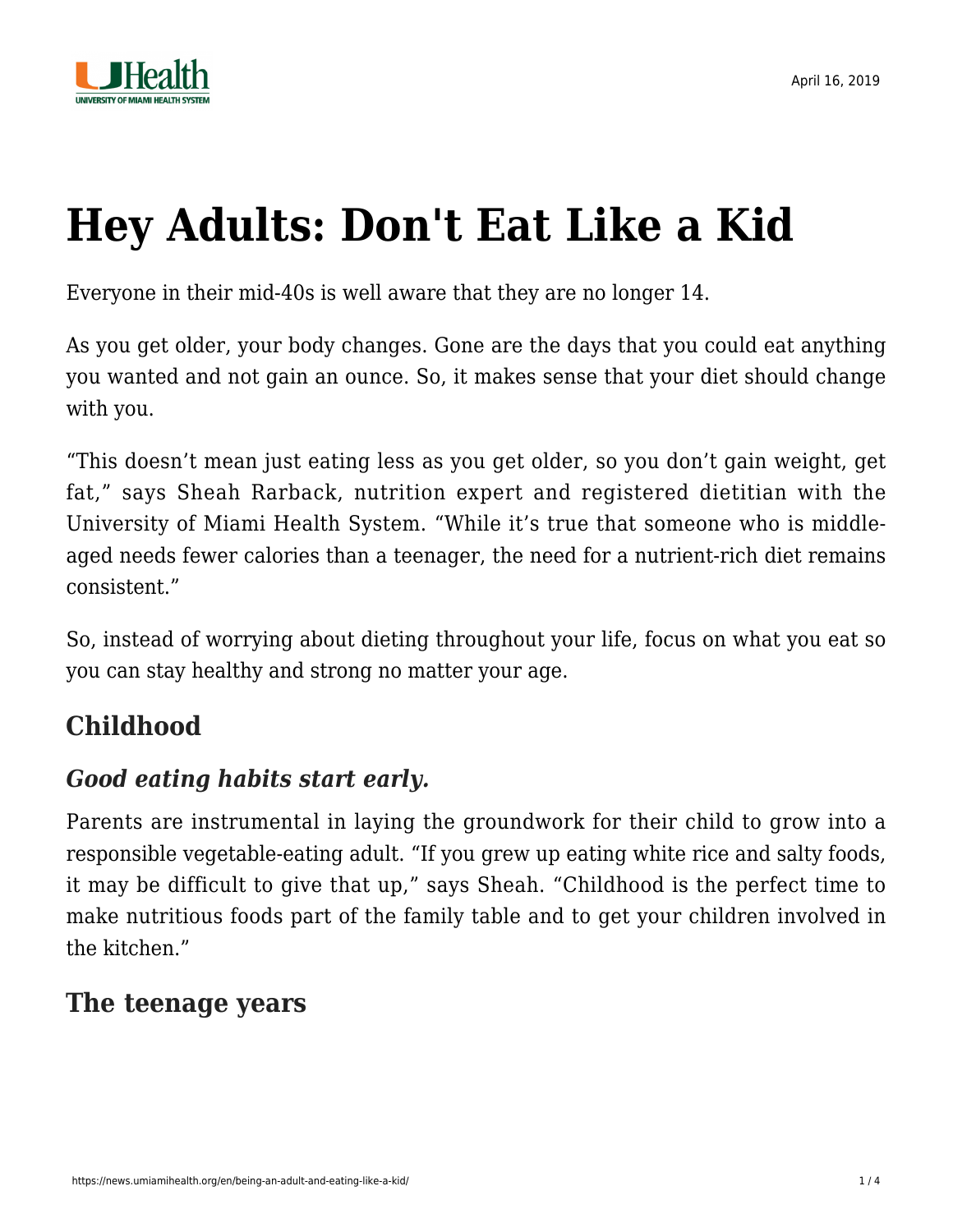# Hey Adults: Don't Eat Like a Kid

Everyone in their mid-40s is well aware that they are no longer 14.

As you get older, your body changes. Gone are the days that you could eat anything you wanted and not gain an ounce. So, it makes sense that your diet should change with you.

"This doesn't mean just eating less as you get older, so you don't gain weight, get fat," says Sheah Rarback, nutrition expert and registered dietitian with the University of Miami Health System. "While it's true that someone who is middle-aged needs fewer calories than a teenager, the need for a nutrient-rich diet remains consistent."

So, instead of worrying about dieting throughout your life, focus on what you eat so you can stay healthy and strong no matter your age.

## Childhood

### *Good eating habits start early.*

Parents are instrumental in laying the groundwork for their child to grow into a responsible vegetable-eating adult. "If you grew up eating white rice and salty foods, it may be difficult to give that up," says Sheah. "Childhood is the perfect time to make nutritious foods part of the family table and to get your children involved in the kitchen."

## The teenage years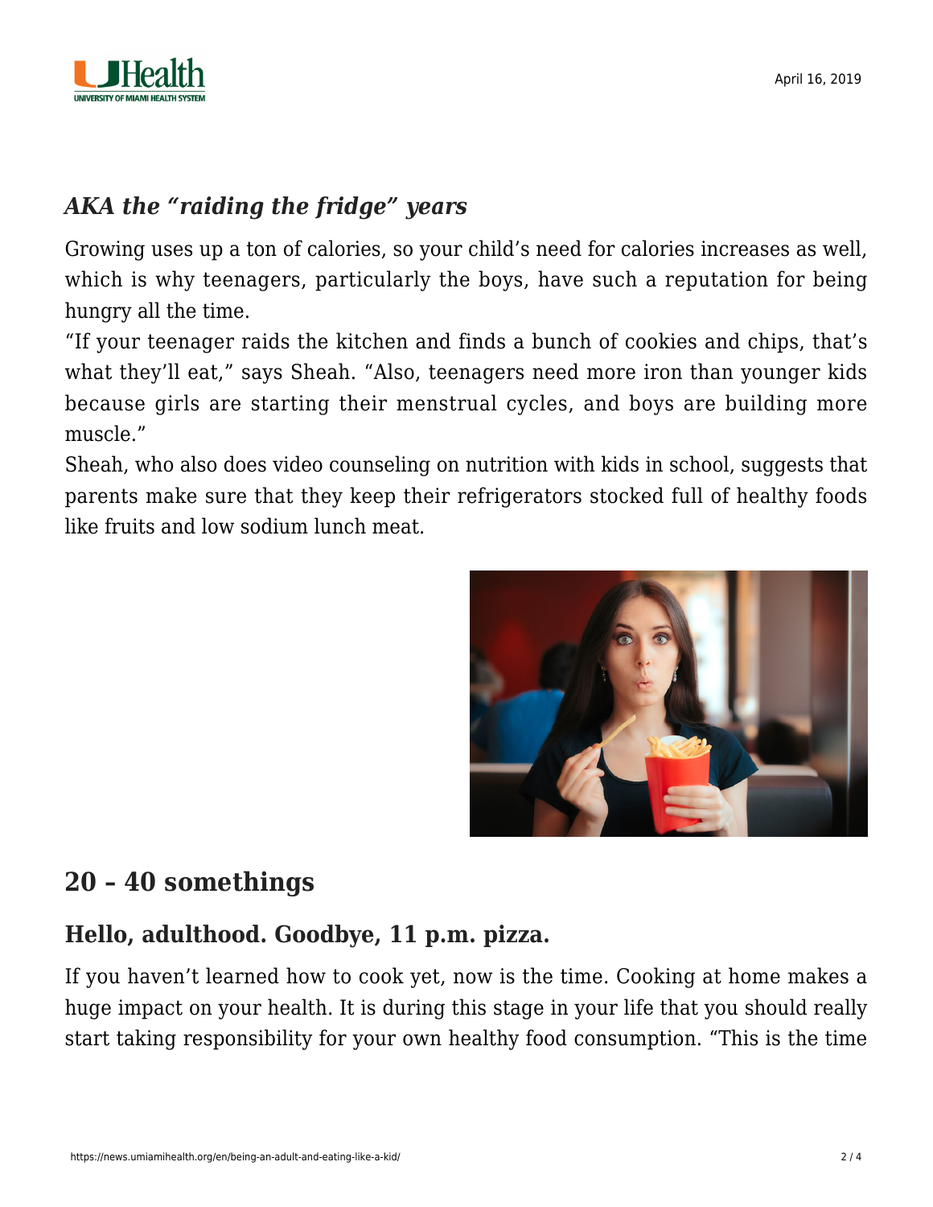### *AKA the "raiding the fridge" years*

Growing uses up a ton of calories, so your child's need for calories increases as well, which is why teenagers, particularly the boys, have such a reputation for being hungry all the time.

"If your teenager raids the kitchen and finds a bunch of cookies and chips, that's what they'll eat," says Sheah. "Also, teenagers need more iron than younger kids because girls are starting their menstrual cycles, and boys are building more muscle."

Sheah, who also does video counseling on nutrition with kids in school, suggests that parents make sure that they keep their refrigerators stocked full of healthy foods like fruits and low sodium lunch meat.

## 20 – 40 somethings

### Hello, adulthood. Goodbye, 11 p.m. pizza.

If you haven't learned how to cook yet, now is the time. Cooking at home makes a huge impact on your health. It is during this stage in your life that you should really start taking responsibility for your own healthy food consumption. "This is the time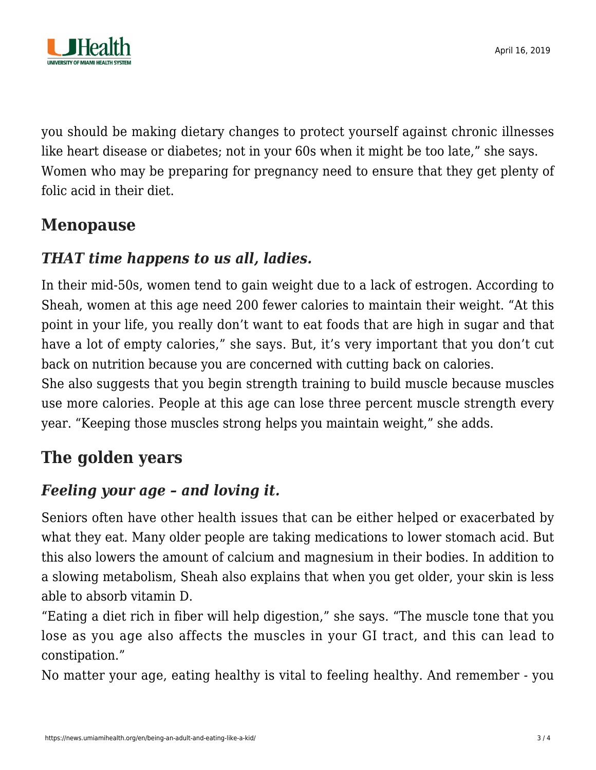you should be making dietary changes to protect yourself against chronic illnesses like heart disease or diabetes; not in your 60s when it might be too late," she says. Women who may be preparing for pregnancy need to ensure that they get plenty of folic acid in their diet.

## Menopause

### *THAT time happens to us all, ladies.*

In their mid-50s, women tend to gain weight due to a lack of estrogen. According to Sheah, women at this age need 200 fewer calories to maintain their weight. "At this point in your life, you really don't want to eat foods that are high in sugar and that have a lot of empty calories," she says. But, it's very important that you don't cut back on nutrition because you are concerned with cutting back on calories.

She also suggests that you begin strength training to build muscle because muscles use more calories. People at this age can lose three percent muscle strength every year. "Keeping those muscles strong helps you maintain weight," she adds.

## The golden years

### *Feeling your age – and loving it.*

Seniors often have other health issues that can be either helped or exacerbated by what they eat. Many older people are taking medications to lower stomach acid. But this also lowers the amount of calcium and magnesium in their bodies. In addition to a slowing metabolism, Sheah also explains that when you get older, your skin is less able to absorb vitamin D.

"Eating a diet rich in fiber will help digestion," she says. "The muscle tone that you lose as you age also affects the muscles in your GI tract, and this can lead to constipation."

No matter your age, eating healthy is vital to feeling healthy. And remember - you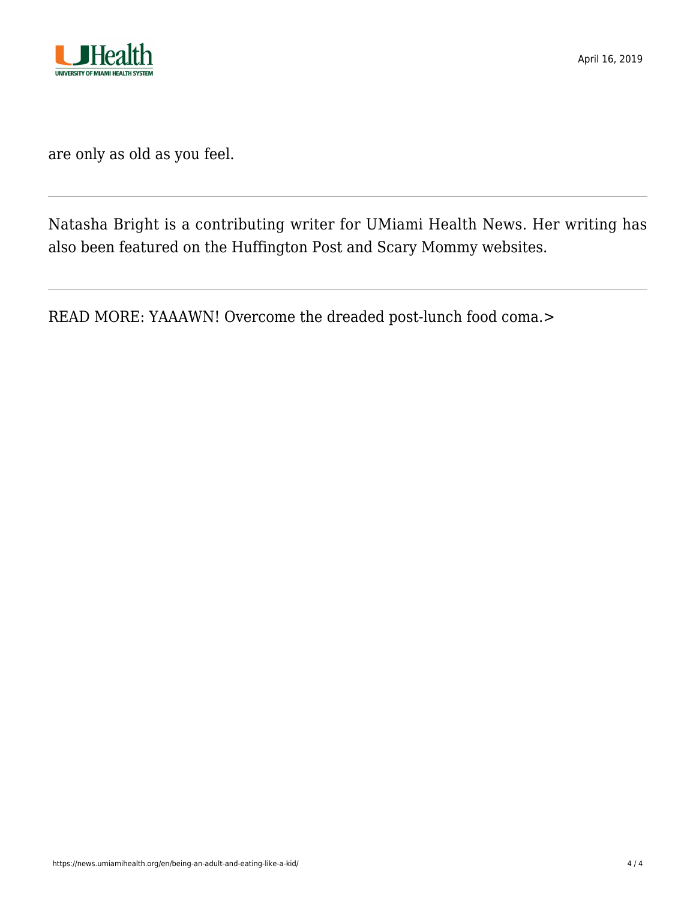are only as old as you feel.

---

Natasha Bright is a contributing writer for UMiami Health News. Her writing has also been featured on the Huffington Post and Scary Mommy websites.

---

READ MORE: YAAAWN! Overcome the dreaded post-lunch food coma.>